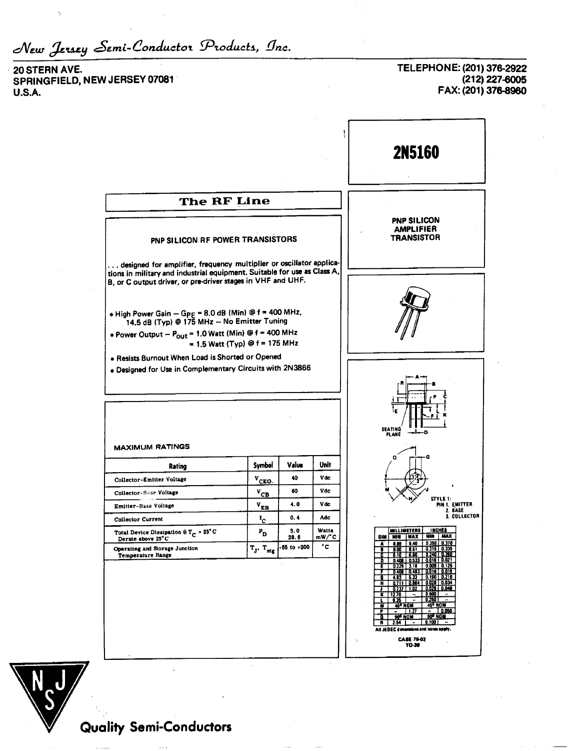*New Jersey Semi-Conductor Products, Inc.*

20 STERN AVE.
SPRINGFIELD, NEW JERSEY 07081
U.S.A.

TELEPHONE: (201) 376-2922
(212) 227-6005
FAX: (201) 376-8960

# 2N5160

## The RF Line

**PNP SILICON RF POWER TRANSISTORS**

. . . designed for amplifier, frequency multiplier or oscillator applications in military and industrial equipment. Suitable for use as Class A, B, or C output driver, or pre-driver stages in VHF and UHF.

- High Power Gain — $G_{PE}$ = 8.0 dB (Min) @ f = 400 MHz, 14.5 dB (Typ) @ 175 MHz — No Emitter Tuning
- Power Output — $P_{out}$ = 1.0 Watt (Min) @ f = 400 MHz = 1.5 Watt (Typ) @ f = 175 MHz
- Resists Burnout When Load is Shorted or Opened
- Designed for Use in Complementary Circuits with 2N3866

**PNP SILICON AMPLIFIER TRANSISTOR**

### MAXIMUM RATINGS

| Rating | Symbol | Value | Unit |
|---|---|---|---|
| Collector-Emitter Voltage | $V_{CEO}$ | 40 | Vdc |
| Collector-Base Voltage | $V_{CB}$ | 60 | Vdc |
| Emitter-Base Voltage | $V_{EB}$ | 4.0 | Vdc |
| Collector Current | $I_C$ | 0.4 | Adc |
| Total Device Dissipation @ $T_C$ = 25°C<br>Derate above 25°C | $P_D$ | 5.0<br>28.6 | Watts<br>mW/°C |
| Operating and Storage Junction Temperature Range | $T_J$, $T_{stg}$ | -65 to +200 | °C |

STYLE 1:
PIN 1. EMITTER
2. BASE
3. COLLECTOR

| DIM | MILLIMETERS MIN | MILLIMETERS MAX | INCHES MIN | INCHES MAX |
|---|---|---|---|---|
| A | 8.89 | 9.40 | 0.350 | 0.370 |
| B | 8.00 | 8.51 | 0.315 | 0.335 |
| C | 6.10 | 6.60 | 0.240 | 0.260 |
| D | 0.406 | 0.533 | 0.016 | 0.021 |
| E | 0.229 | 3.18 | 0.009 | 0.125 |
| F | 0.406 | 0.483 | 0.016 | 0.019 |
| G | 4.83 | 5.33 | 0.190 | 0.210 |
| H | 0.711 | 0.864 | 0.028 | 0.034 |
| J | 0.737 | 1.02 | 0.029 | 0.040 |
| K | 12.70 | – | 0.500 | – |
| L | 6.35 | – | 0.250 | – |
| M | 45° NOM | | 45° NOM | |
| P | – | 1.27 | – | 0.050 |
| Q | 90° NOM | | 90° NOM | |
| R | 2.54 | – | 0.100 | – |

All JEDEC dimensions and notes apply.

CASE 79-02
TO-39

Quality Semi-Conductors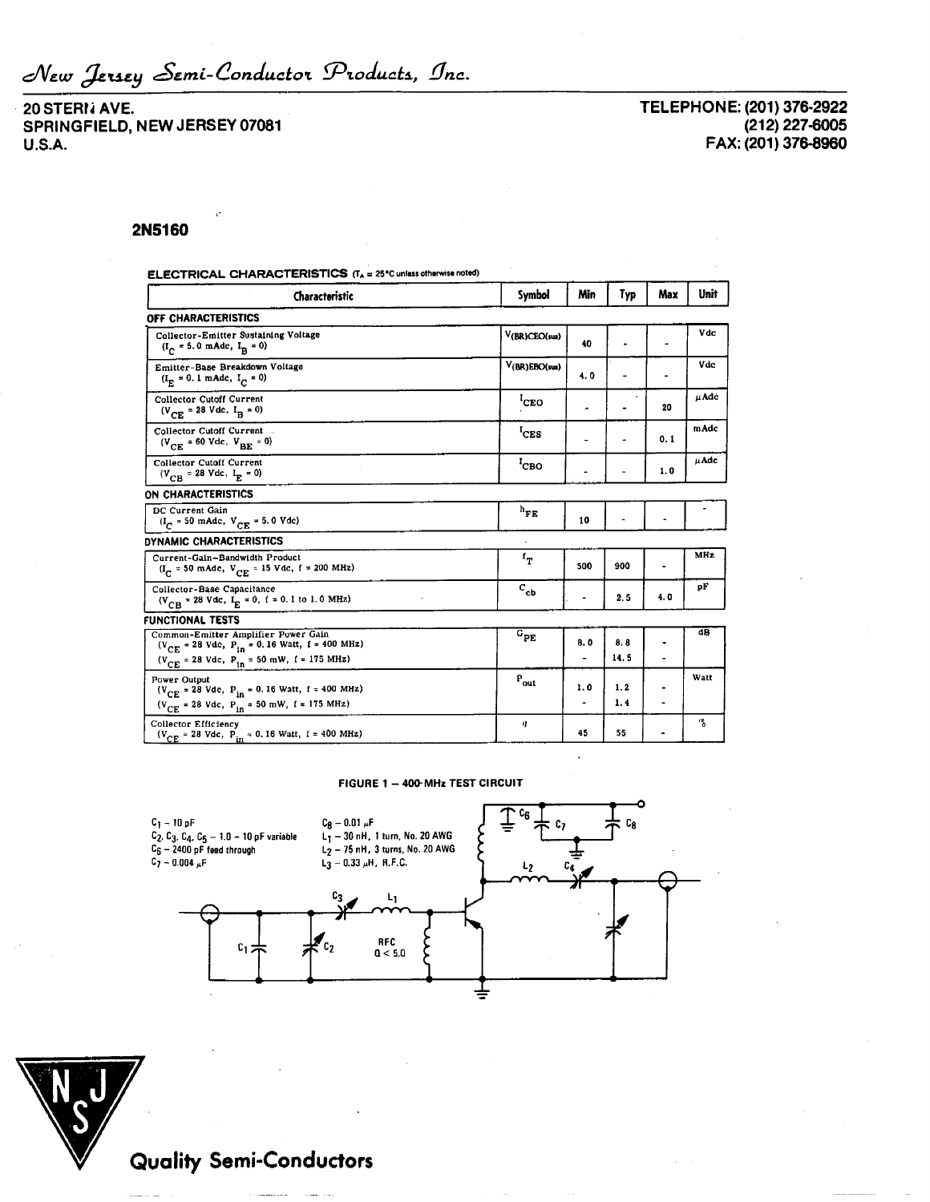*New Jersey Semi-Conductor Products, Inc.*

20 STERN AVE.
SPRINGFIELD, NEW JERSEY 07081
U.S.A.

TELEPHONE: (201) 376-2922
(212) 227-6005
FAX: (201) 376-8960

## 2N5160

**ELECTRICAL CHARACTERISTICS** ($T_A$ = 25°C unless otherwise noted)

| Characteristic | Symbol | Min | Typ | Max | Unit |
|---|---|---|---|---|---|
| **OFF CHARACTERISTICS** | | | | | |
| Collector-Emitter Sustaining Voltage ($I_C$ = 5.0 mAdc, $I_B$ = 0) | $V_{(BR)CEO(sus)}$ | 40 | - | - | Vdc |
| Emitter-Base Breakdown Voltage ($I_E$ = 0.1 mAdc, $I_C$ = 0) | $V_{(BR)EBO(sus)}$ | 4.0 | - | - | Vdc |
| Collector Cutoff Current ($V_{CE}$ = 28 Vdc, $I_B$ = 0) | $I_{CEO}$ | - | - | 20 | μAdc |
| Collector Cutoff Current ($V_{CE}$ = 60 Vdc, $V_{BE}$ = 0) | $I_{CES}$ | - | - | 0.1 | mAdc |
| Collector Cutoff Current ($V_{CB}$ = 28 Vdc, $I_E$ = 0) | $I_{CBO}$ | - | - | 1.0 | μAdc |
| **ON CHARACTERISTICS** | | | | | |
| DC Current Gain ($I_C$ = 50 mAdc, $V_{CE}$ = 5.0 Vdc) | $h_{FE}$ | 10 | - | - | - |
| **DYNAMIC CHARACTERISTICS** | | | | | |
| Current-Gain-Bandwidth Product ($I_C$ = 50 mAdc, $V_{CE}$ = 15 Vdc, f = 200 MHz) | $f_T$ | 500 | 900 | - | MHz |
| Collector-Base Capacitance ($V_{CB}$ = 28 Vdc, $I_E$ = 0, f = 0.1 to 1.0 MHz) | $C_{cb}$ | - | 2.5 | 4.0 | pF |
| **FUNCTIONAL TESTS** | | | | | |
| Common-Emitter Amplifier Power Gain ($V_{CE}$ = 28 Vdc, $P_{in}$ = 0.16 Watt, f = 400 MHz) | $G_{PE}$ | 8.0 | 8.8 | - | dB |
| ($V_{CE}$ = 28 Vdc, $P_{in}$ = 50 mW, f = 175 MHz) | | - | 14.5 | - | |
| Power Output ($V_{CE}$ = 28 Vdc, $P_{in}$ = 0.16 Watt, f = 400 MHz) | $P_{out}$ | 1.0 | 1.2 | - | Watt |
| ($V_{CE}$ = 28 Vdc, $P_{in}$ = 50 mW, f = 175 MHz) | | - | 1.4 | - | |
| Collector Efficiency ($V_{CE}$ = 28 Vdc, $P_{in}$ = 0.16 Watt, f = 400 MHz) | η | 45 | 55 | - | % |

**FIGURE 1 — 400-MHz TEST CIRCUIT**

$C_1$ – 10 pF
$C_2$, $C_3$, $C_4$, $C_5$ – 1.0 – 10 pF variable
$C_6$ – 2400 pF feed through
$C_7$ – 0.004 μF
$C_8$ – 0.01 μF
$L_1$ – 30 nH, 1 turn, No. 20 AWG
$L_2$ – 75 nH, 3 turns, No. 20 AWG
$L_3$ – 0.33 μH, R.F.C.

RFC
Q < 5.0

Quality Semi-Conductors